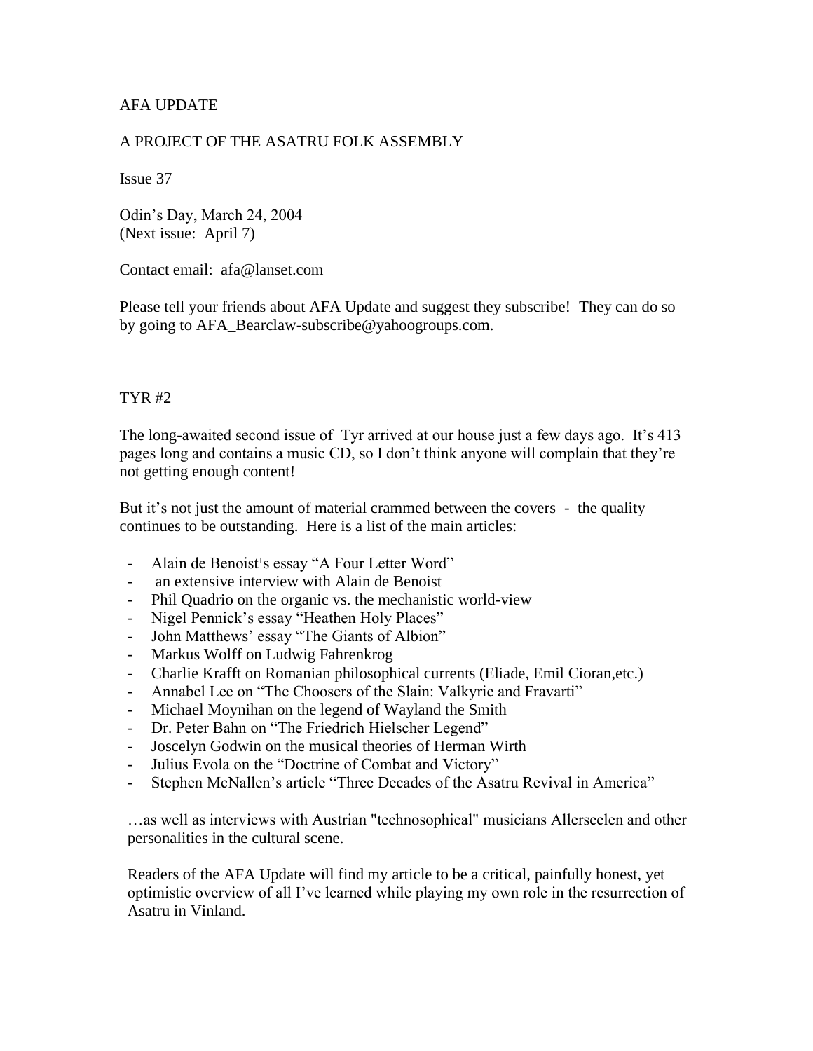AFA UPDATE

A PROJECT OF THE ASATRU FOLK ASSEMBLY

Issue 37

Odin's Day, March 24, 2004
(Next issue: April 7)

Contact email: afa@lanset.com

Please tell your friends about AFA Update and suggest they subscribe! They can do so by going to AFA_Bearclaw-subscribe@yahoogroups.com.

## TYR #2

The long-awaited second issue of Tyr arrived at our house just a few days ago. It's 413 pages long and contains a music CD, so I don't think anyone will complain that they're not getting enough content!

But it's not just the amount of material crammed between the covers - the quality continues to be outstanding. Here is a list of the main articles:

- Alain de Benoist's essay "A Four Letter Word"
- an extensive interview with Alain de Benoist
- Phil Quadrio on the organic vs. the mechanistic world-view
- Nigel Pennick's essay "Heathen Holy Places"
- John Matthews' essay "The Giants of Albion"
- Markus Wolff on Ludwig Fahrenkrog
- Charlie Krafft on Romanian philosophical currents (Eliade, Emil Cioran,etc.)
- Annabel Lee on "The Choosers of the Slain: Valkyrie and Fravarti"
- Michael Moynihan on the legend of Wayland the Smith
- Dr. Peter Bahn on "The Friedrich Hielscher Legend"
- Joscelyn Godwin on the musical theories of Herman Wirth
- Julius Evola on the "Doctrine of Combat and Victory"
- Stephen McNallen's article "Three Decades of the Asatru Revival in America"

…as well as interviews with Austrian "technosophical" musicians Allerseelen and other personalities in the cultural scene.

Readers of the AFA Update will find my article to be a critical, painfully honest, yet optimistic overview of all I've learned while playing my own role in the resurrection of Asatru in Vinland.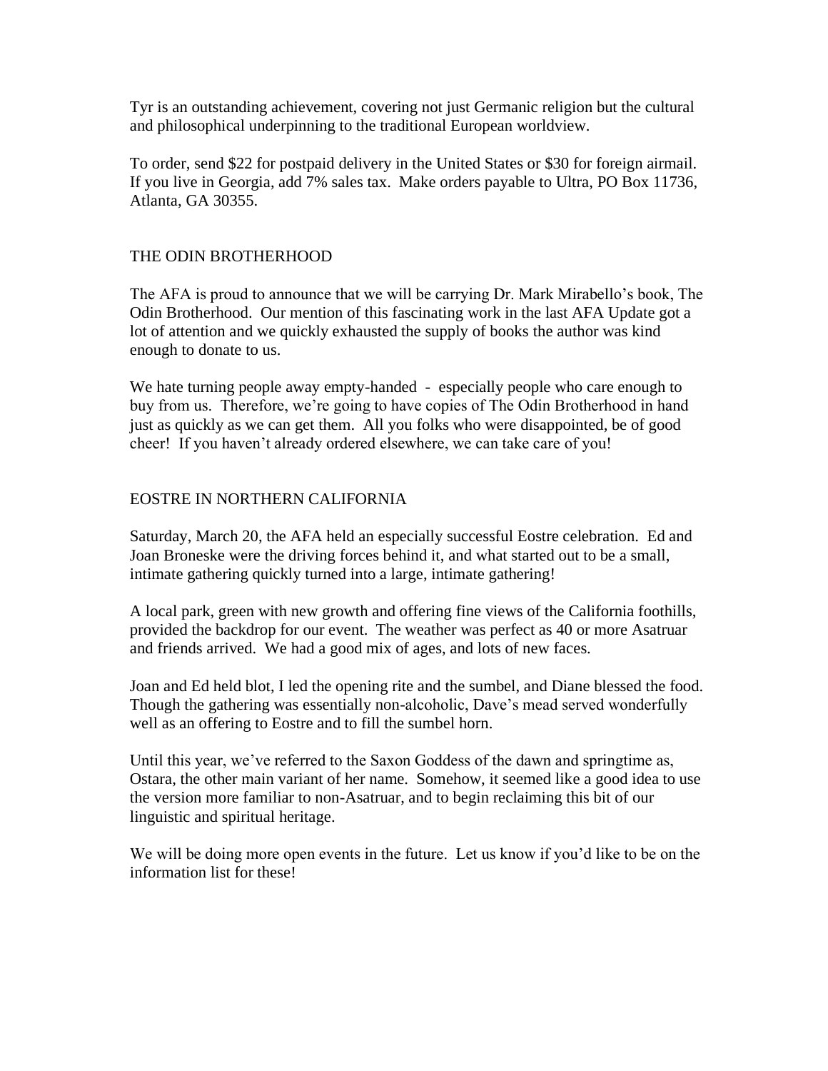Tyr is an outstanding achievement, covering not just Germanic religion but the cultural and philosophical underpinning to the traditional European worldview.

To order, send $22 for postpaid delivery in the United States or $30 for foreign airmail. If you live in Georgia, add 7% sales tax. Make orders payable to Ultra, PO Box 11736, Atlanta, GA 30355.

## THE ODIN BROTHERHOOD

The AFA is proud to announce that we will be carrying Dr. Mark Mirabello's book, The Odin Brotherhood. Our mention of this fascinating work in the last AFA Update got a lot of attention and we quickly exhausted the supply of books the author was kind enough to donate to us.

We hate turning people away empty-handed - especially people who care enough to buy from us. Therefore, we're going to have copies of The Odin Brotherhood in hand just as quickly as we can get them. All you folks who were disappointed, be of good cheer! If you haven't already ordered elsewhere, we can take care of you!

## EOSTRE IN NORTHERN CALIFORNIA

Saturday, March 20, the AFA held an especially successful Eostre celebration. Ed and Joan Broneske were the driving forces behind it, and what started out to be a small, intimate gathering quickly turned into a large, intimate gathering!

A local park, green with new growth and offering fine views of the California foothills, provided the backdrop for our event. The weather was perfect as 40 or more Asatruar and friends arrived. We had a good mix of ages, and lots of new faces.

Joan and Ed held blot, I led the opening rite and the sumbel, and Diane blessed the food. Though the gathering was essentially non-alcoholic, Dave's mead served wonderfully well as an offering to Eostre and to fill the sumbel horn.

Until this year, we've referred to the Saxon Goddess of the dawn and springtime as, Ostara, the other main variant of her name. Somehow, it seemed like a good idea to use the version more familiar to non-Asatruar, and to begin reclaiming this bit of our linguistic and spiritual heritage.

We will be doing more open events in the future. Let us know if you'd like to be on the information list for these!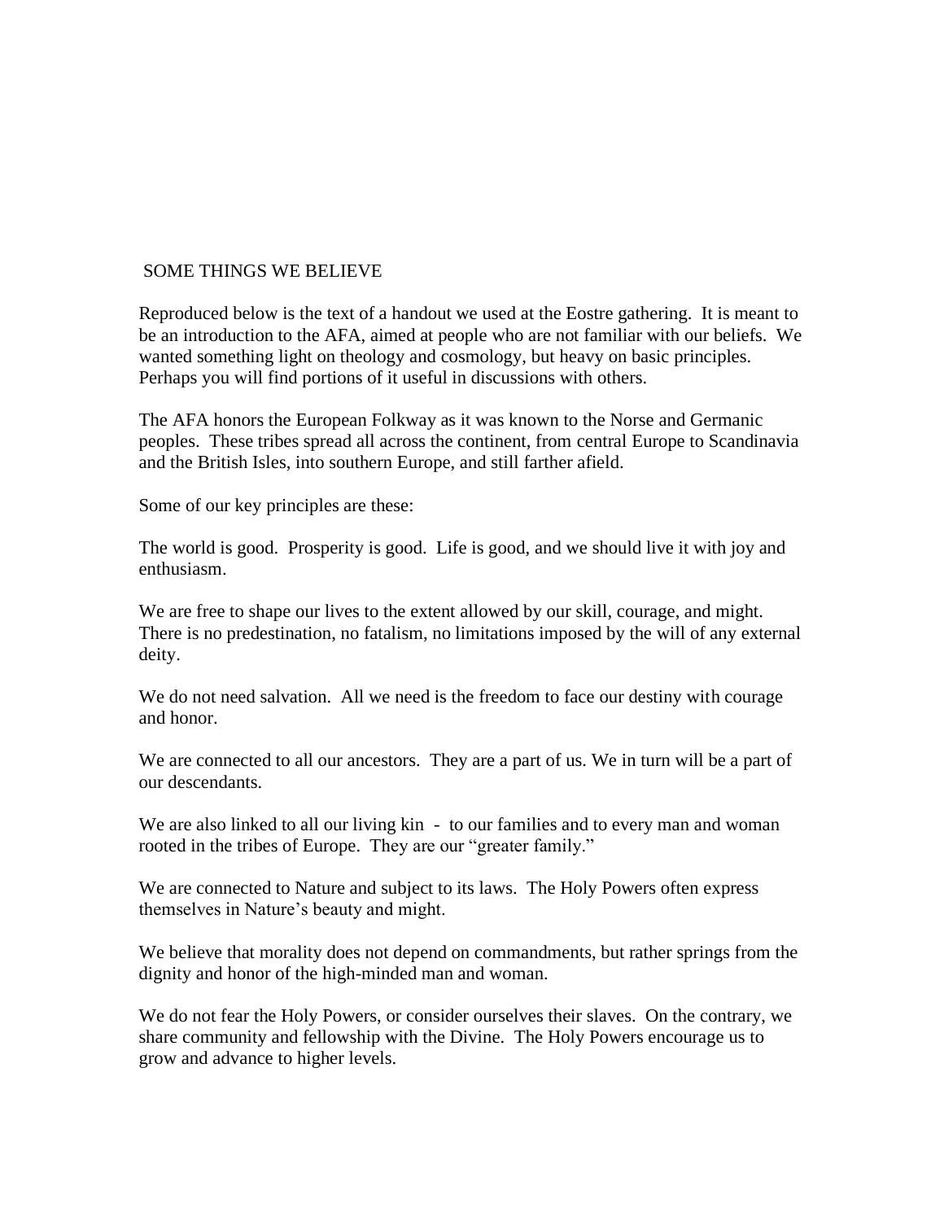## SOME THINGS WE BELIEVE

Reproduced below is the text of a handout we used at the Eostre gathering. It is meant to be an introduction to the AFA, aimed at people who are not familiar with our beliefs. We wanted something light on theology and cosmology, but heavy on basic principles. Perhaps you will find portions of it useful in discussions with others.

The AFA honors the European Folkway as it was known to the Norse and Germanic peoples. These tribes spread all across the continent, from central Europe to Scandinavia and the British Isles, into southern Europe, and still farther afield.

Some of our key principles are these:

The world is good. Prosperity is good. Life is good, and we should live it with joy and enthusiasm.

We are free to shape our lives to the extent allowed by our skill, courage, and might. There is no predestination, no fatalism, no limitations imposed by the will of any external deity.

We do not need salvation. All we need is the freedom to face our destiny with courage and honor.

We are connected to all our ancestors. They are a part of us. We in turn will be a part of our descendants.

We are also linked to all our living kin - to our families and to every man and woman rooted in the tribes of Europe. They are our "greater family."

We are connected to Nature and subject to its laws. The Holy Powers often express themselves in Nature's beauty and might.

We believe that morality does not depend on commandments, but rather springs from the dignity and honor of the high-minded man and woman.

We do not fear the Holy Powers, or consider ourselves their slaves. On the contrary, we share community and fellowship with the Divine. The Holy Powers encourage us to grow and advance to higher levels.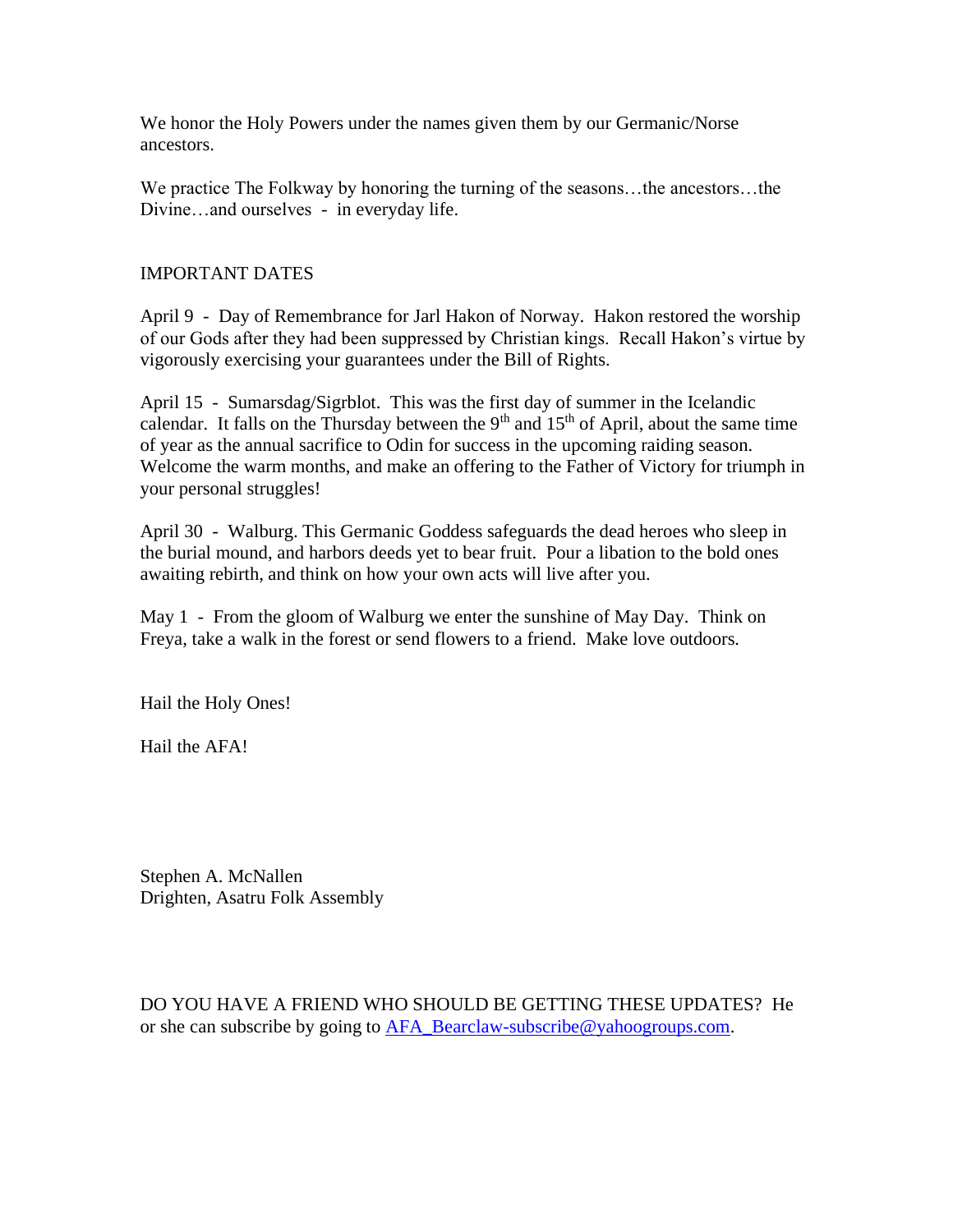We honor the Holy Powers under the names given them by our Germanic/Norse ancestors.

We practice The Folkway by honoring the turning of the seasons…the ancestors…the Divine…and ourselves - in everyday life.

IMPORTANT DATES

April 9 - Day of Remembrance for Jarl Hakon of Norway. Hakon restored the worship of our Gods after they had been suppressed by Christian kings. Recall Hakon's virtue by vigorously exercising your guarantees under the Bill of Rights.

April 15 - Sumarsdag/Sigrblot. This was the first day of summer in the Icelandic calendar. It falls on the Thursday between the 9th and 15th of April, about the same time of year as the annual sacrifice to Odin for success in the upcoming raiding season. Welcome the warm months, and make an offering to the Father of Victory for triumph in your personal struggles!

April 30 - Walburg. This Germanic Goddess safeguards the dead heroes who sleep in the burial mound, and harbors deeds yet to bear fruit. Pour a libation to the bold ones awaiting rebirth, and think on how your own acts will live after you.

May 1 - From the gloom of Walburg we enter the sunshine of May Day. Think on Freya, take a walk in the forest or send flowers to a friend. Make love outdoors.

Hail the Holy Ones!

Hail the AFA!

Stephen A. McNallen
Drighten, Asatru Folk Assembly

DO YOU HAVE A FRIEND WHO SHOULD BE GETTING THESE UPDATES? He or she can subscribe by going to AFA_Bearclaw-subscribe@yahoogroups.com.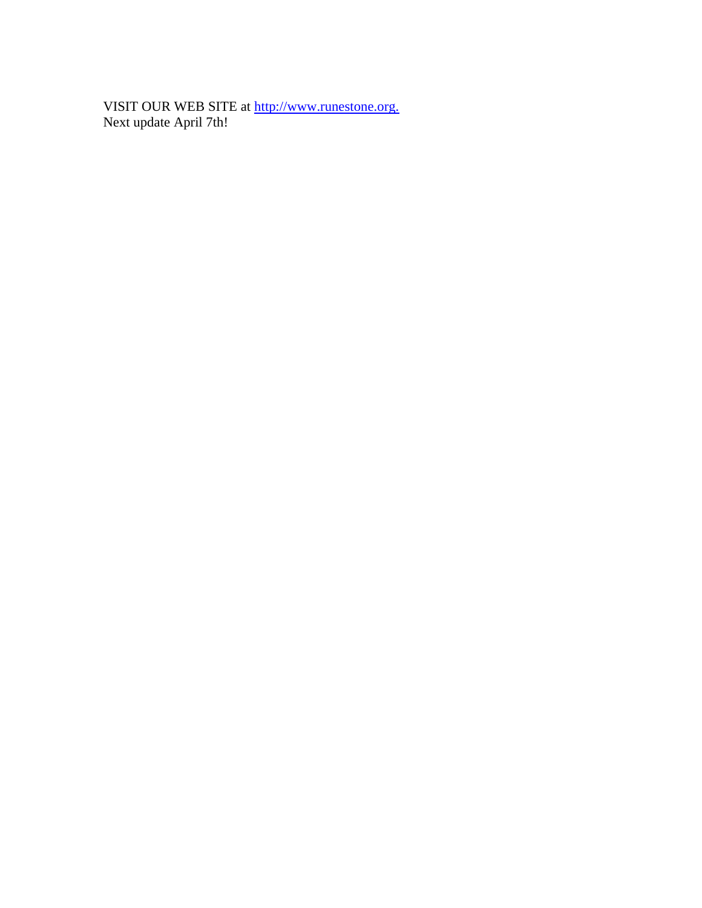VISIT OUR WEB SITE at [http://www.runestone.org.](http://www.runestone.org)
Next update April 7th!